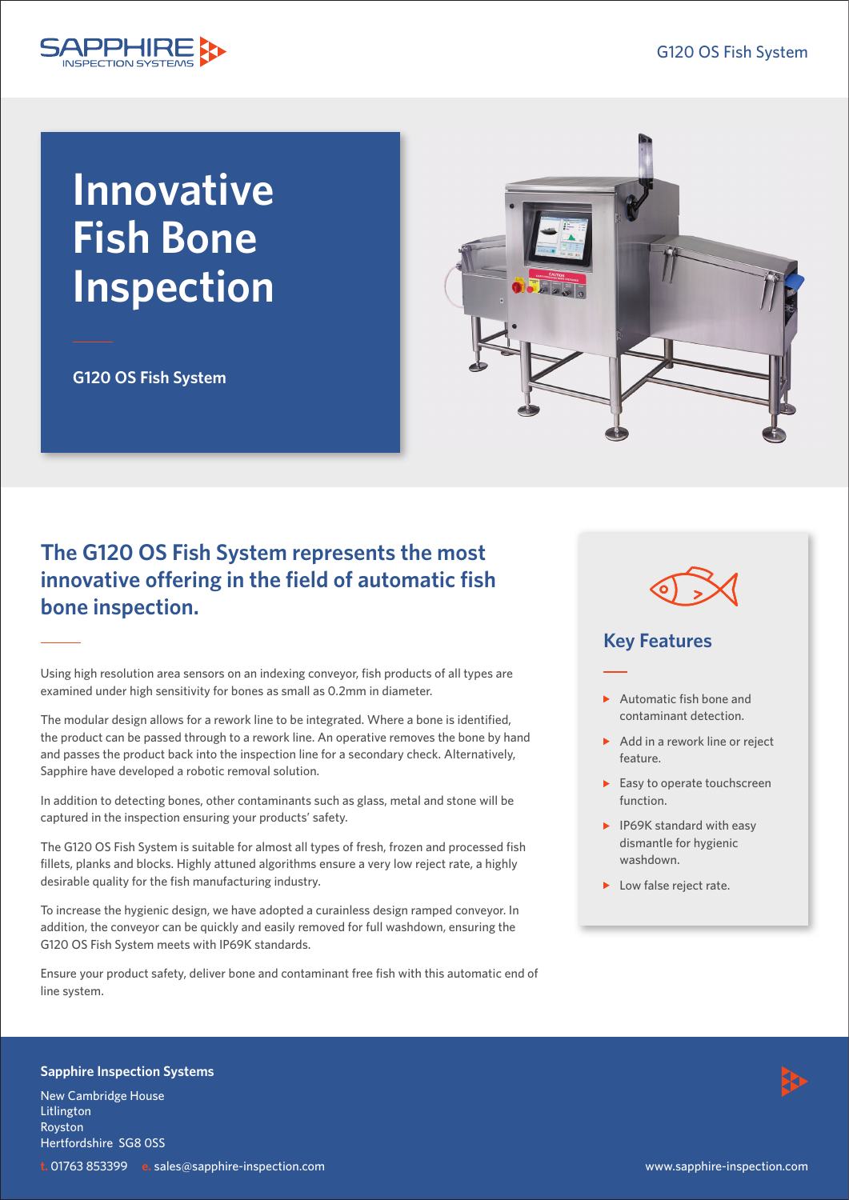# Innovative Fish Bone Inspection

**G120 OS Fish System**

## The G120 OS Fish System represents the most innovative offering in the field of automatic fish bone inspection.

Using high resolution area sensors on an indexing conveyor, fish products of all types are examined under high sensitivity for bones as small as 0.2mm in diameter.

The modular design allows for a rework line to be integrated. Where a bone is identified, the product can be passed through to a rework line. An operative removes the bone by hand and passes the product back into the inspection line for a secondary check. Alternatively, Sapphire have developed a robotic removal solution.

In addition to detecting bones, other contaminants such as glass, metal and stone will be captured in the inspection ensuring your products' safety.

The G120 OS Fish System is suitable for almost all types of fresh, frozen and processed fish fillets, planks and blocks. Highly attuned algorithms ensure a very low reject rate, a highly desirable quality for the fish manufacturing industry.

To increase the hygienic design, we have adopted a curainless design ramped conveyor. In addition, the conveyor can be quickly and easily removed for full washdown, ensuring the G120 OS Fish System meets with IP69K standards.

Ensure your product safety, deliver bone and contaminant free fish with this automatic end of line system.

### Key Features

- Automatic fish bone and contaminant detection.
- Add in a rework line or reject feature.
- Easy to operate touchscreen function.
- IP69K standard with easy dismantle for hygienic washdown.
- Low false reject rate.

**Sapphire Inspection Systems**

New Cambridge House
Litlington
Royston
Hertfordshire SG8 0SS

t. 01763 853399 e. sales@sapphire-inspection.com

www.sapphire-inspection.com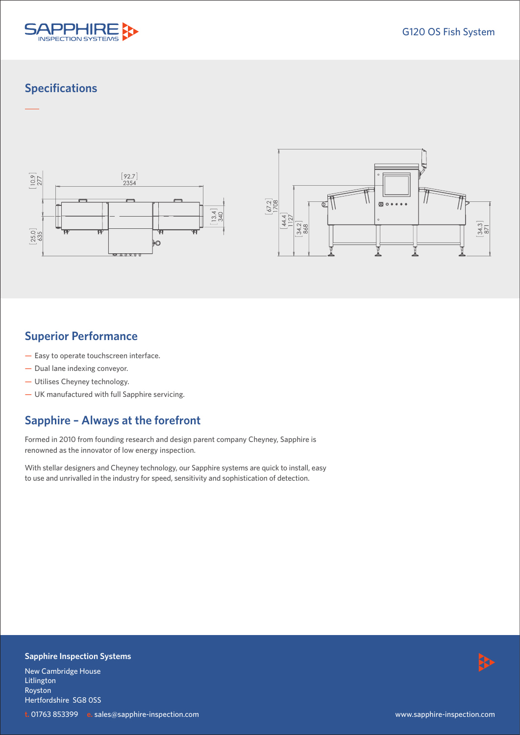## Specifications

[92.7]
2354

[10.9]
277

[25.0]
635

[13.4]
340

[67.2]
1708

[44.4]
1127

[34.2]
868

[34.3]
871

## Superior Performance

— Easy to operate touchscreen interface.
— Dual lane indexing conveyor.
— Utilises Cheyney technology.
— UK manufactured with full Sapphire servicing.

## Sapphire – Always at the forefront

Formed in 2010 from founding research and design parent company Cheyney, Sapphire is renowned as the innovator of low energy inspection.

With stellar designers and Cheyney technology, our Sapphire systems are quick to install, easy to use and unrivalled in the industry for speed, sensitivity and sophistication of detection.

**Sapphire Inspection Systems**

New Cambridge House
Litlington
Royston
Hertfordshire SG8 0SS

t. 01763 853399 e. sales@sapphire-inspection.com

www.sapphire-inspection.com